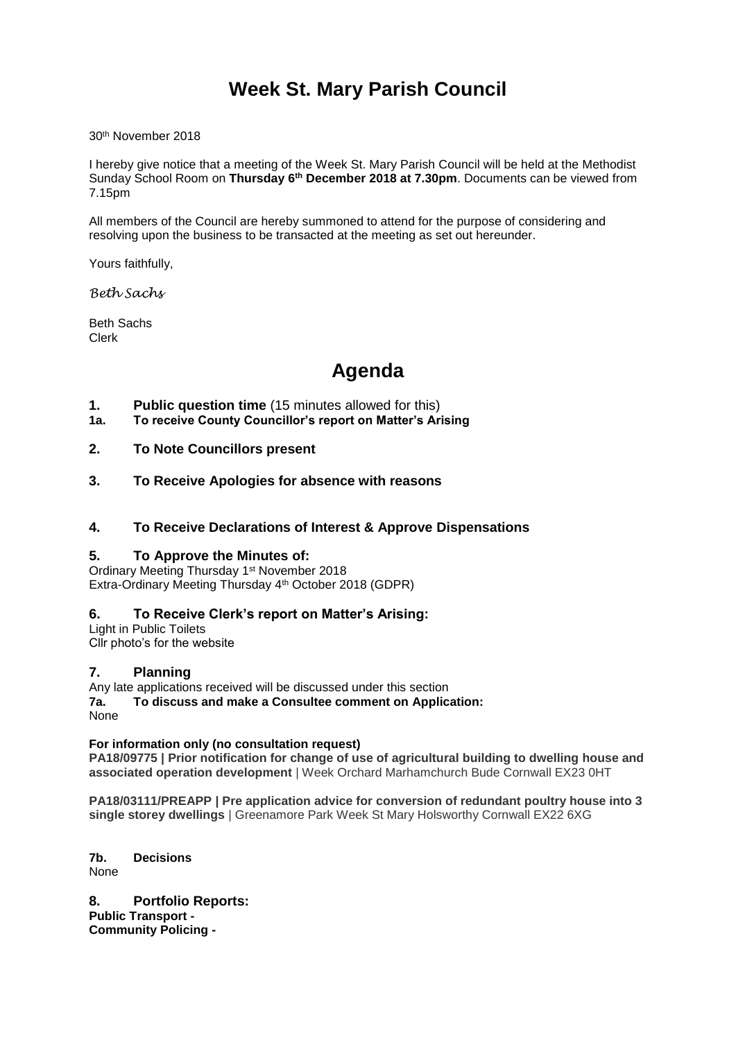# Week St. Mary Parish Council

30th November 2018

I hereby give notice that a meeting of the Week St. Mary Parish Council will be held at the Methodist Sunday School Room on **Thursday 6th December 2018 at 7.30pm**. Documents can be viewed from 7.15pm

All members of the Council are hereby summoned to attend for the purpose of considering and resolving upon the business to be transacted at the meeting as set out hereunder.

Yours faithfully,

*Beth Sachs*

Beth Sachs
Clerk

# Agenda

**1. Public question time** (15 minutes allowed for this)

**1a. To receive County Councillor's report on Matter's Arising**

**2. To Note Councillors present**

**3. To Receive Apologies for absence with reasons**

**4. To Receive Declarations of Interest & Approve Dispensations**

**5. To Approve the Minutes of:**

Ordinary Meeting Thursday 1st November 2018
Extra-Ordinary Meeting Thursday 4th October 2018 (GDPR)

**6. To Receive Clerk's report on Matter's Arising:**

Light in Public Toilets
Cllr photo's for the website

**7. Planning**

Any late applications received will be discussed under this section

**7a. To discuss and make a Consultee comment on Application:**

None

**For information only (no consultation request)**

**PA18/09775 | Prior notification for change of use of agricultural building to dwelling house and associated operation development** | Week Orchard Marhamchurch Bude Cornwall EX23 0HT

**PA18/03111/PREAPP | Pre application advice for conversion of redundant poultry house into 3 single storey dwellings** | Greenamore Park Week St Mary Holsworthy Cornwall EX22 6XG

**7b. Decisions**

None

**8. Portfolio Reports:**

**Public Transport -**

**Community Policing -**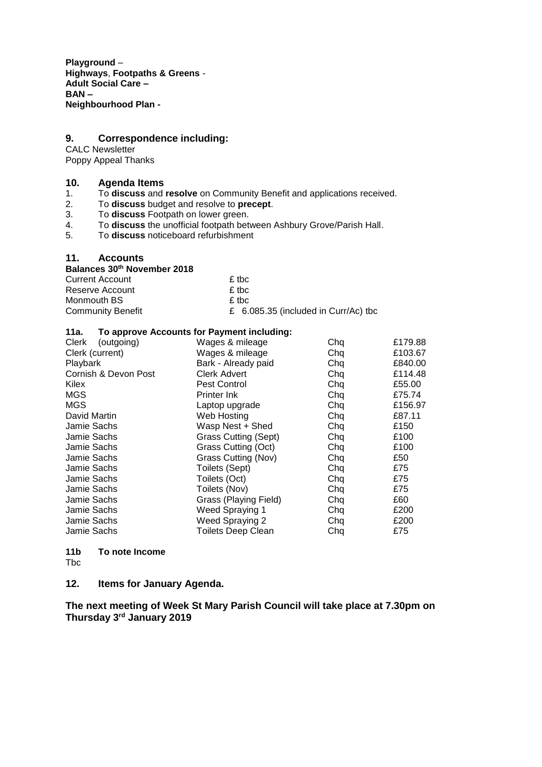**Playground** –
**Highways**, **Footpaths & Greens** -
**Adult Social Care –**
**BAN –**
**Neighbourhood Plan -**

## 9. Correspondence including:

CALC Newsletter
Poppy Appeal Thanks

## 10. Agenda Items

1. To **discuss** and **resolve** on Community Benefit and applications received.
2. To **discuss** budget and resolve to **precept**.
3. To **discuss** Footpath on lower green.
4. To **discuss** the unofficial footpath between Ashbury Grove/Parish Hall.
5. To **discuss** noticeboard refurbishment

## 11. Accounts

**Balances 30th November 2018**

| | |
|---|---|
| Current Account | £ tbc |
| Reserve Account | £ tbc |
| Monmouth BS | £ tbc |
| Community Benefit | £ 6.085.35 (included in Curr/Ac) tbc |

### 11a. To approve Accounts for Payment including:

| | | | |
|---|---|---|---|
| Clerk (outgoing) | Wages & mileage | Chq | £179.88 |
| Clerk (current) | Wages & mileage | Chq | £103.67 |
| Playbark | Bark - Already paid | Chq | £840.00 |
| Cornish & Devon Post | Clerk Advert | Chq | £114.48 |
| Kilex | Pest Control | Chq | £55.00 |
| MGS | Printer Ink | Chq | £75.74 |
| MGS | Laptop upgrade | Chq | £156.97 |
| David Martin | Web Hosting | Chq | £87.11 |
| Jamie Sachs | Wasp Nest + Shed | Chq | £150 |
| Jamie Sachs | Grass Cutting (Sept) | Chq | £100 |
| Jamie Sachs | Grass Cutting (Oct) | Chq | £100 |
| Jamie Sachs | Grass Cutting (Nov) | Chq | £50 |
| Jamie Sachs | Toilets (Sept) | Chq | £75 |
| Jamie Sachs | Toilets (Oct) | Chq | £75 |
| Jamie Sachs | Toilets (Nov) | Chq | £75 |
| Jamie Sachs | Grass (Playing Field) | Chq | £60 |
| Jamie Sachs | Weed Spraying 1 | Chq | £200 |
| Jamie Sachs | Weed Spraying 2 | Chq | £200 |
| Jamie Sachs | Toilets Deep Clean | Chq | £75 |

### 11b To note Income

Tbc

## 12. Items for January Agenda.

**The next meeting of Week St Mary Parish Council will take place at 7.30pm on Thursday 3rd January 2019**